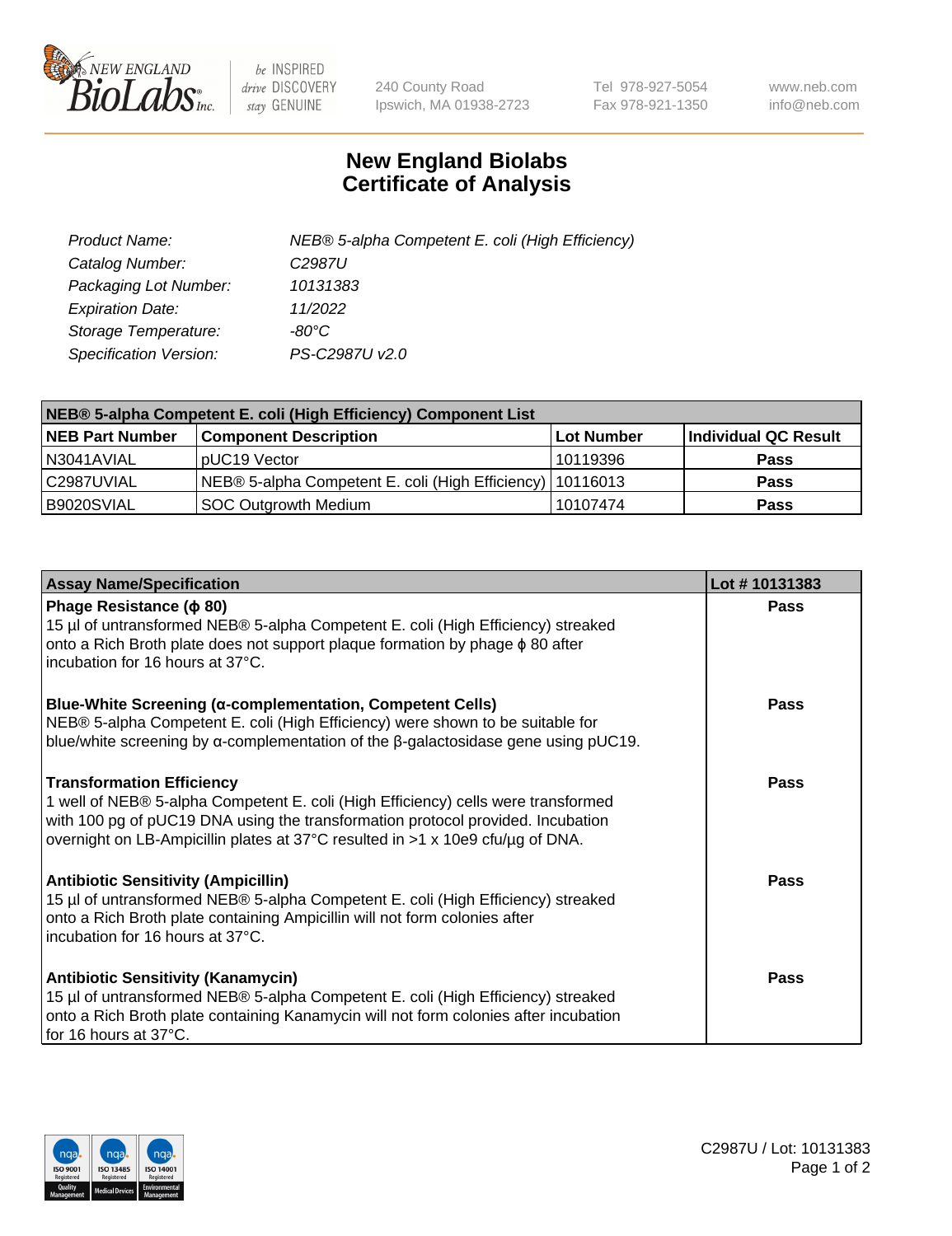# New England Biolabs Certificate of Analysis

| | |
|---|---|
| *Product Name:* | *NEB® 5-alpha Competent E. coli (High Efficiency)* |
| *Catalog Number:* | *C2987U* |
| *Packaging Lot Number:* | *10131383* |
| *Expiration Date:* | *11/2022* |
| *Storage Temperature:* | *-80°C* |
| *Specification Version:* | *PS-C2987U v2.0* |

| NEB® 5-alpha Competent E. coli (High Efficiency) Component List | | | |
|---|---|---|---|
| **NEB Part Number** | **Component Description** | **Lot Number** | **Individual QC Result** |
| N3041AVIAL | pUC19 Vector | 10119396 | **Pass** |
| C2987UVIAL | NEB® 5-alpha Competent E. coli (High Efficiency) | 10116013 | **Pass** |
| B9020SVIAL | SOC Outgrowth Medium | 10107474 | **Pass** |

| Assay Name/Specification | Lot # 10131383 |
|---|---|
| **Phage Resistance (ϕ 80)**<br>15 µl of untransformed NEB® 5-alpha Competent E. coli (High Efficiency) streaked onto a Rich Broth plate does not support plaque formation by phage ϕ 80 after incubation for 16 hours at 37°C. | **Pass** |
| **Blue-White Screening (α-complementation, Competent Cells)**<br>NEB® 5-alpha Competent E. coli (High Efficiency) were shown to be suitable for blue/white screening by α-complementation of the β-galactosidase gene using pUC19. | **Pass** |
| **Transformation Efficiency**<br>1 well of NEB® 5-alpha Competent E. coli (High Efficiency) cells were transformed with 100 pg of pUC19 DNA using the transformation protocol provided. Incubation overnight on LB-Ampicillin plates at 37°C resulted in >1 x 10e9 cfu/µg of DNA. | **Pass** |
| **Antibiotic Sensitivity (Ampicillin)**<br>15 µl of untransformed NEB® 5-alpha Competent E. coli (High Efficiency) streaked onto a Rich Broth plate containing Ampicillin will not form colonies after incubation for 16 hours at 37°C. | **Pass** |
| **Antibiotic Sensitivity (Kanamycin)**<br>15 µl of untransformed NEB® 5-alpha Competent E. coli (High Efficiency) streaked onto a Rich Broth plate containing Kanamycin will not form colonies after incubation for 16 hours at 37°C. | **Pass** |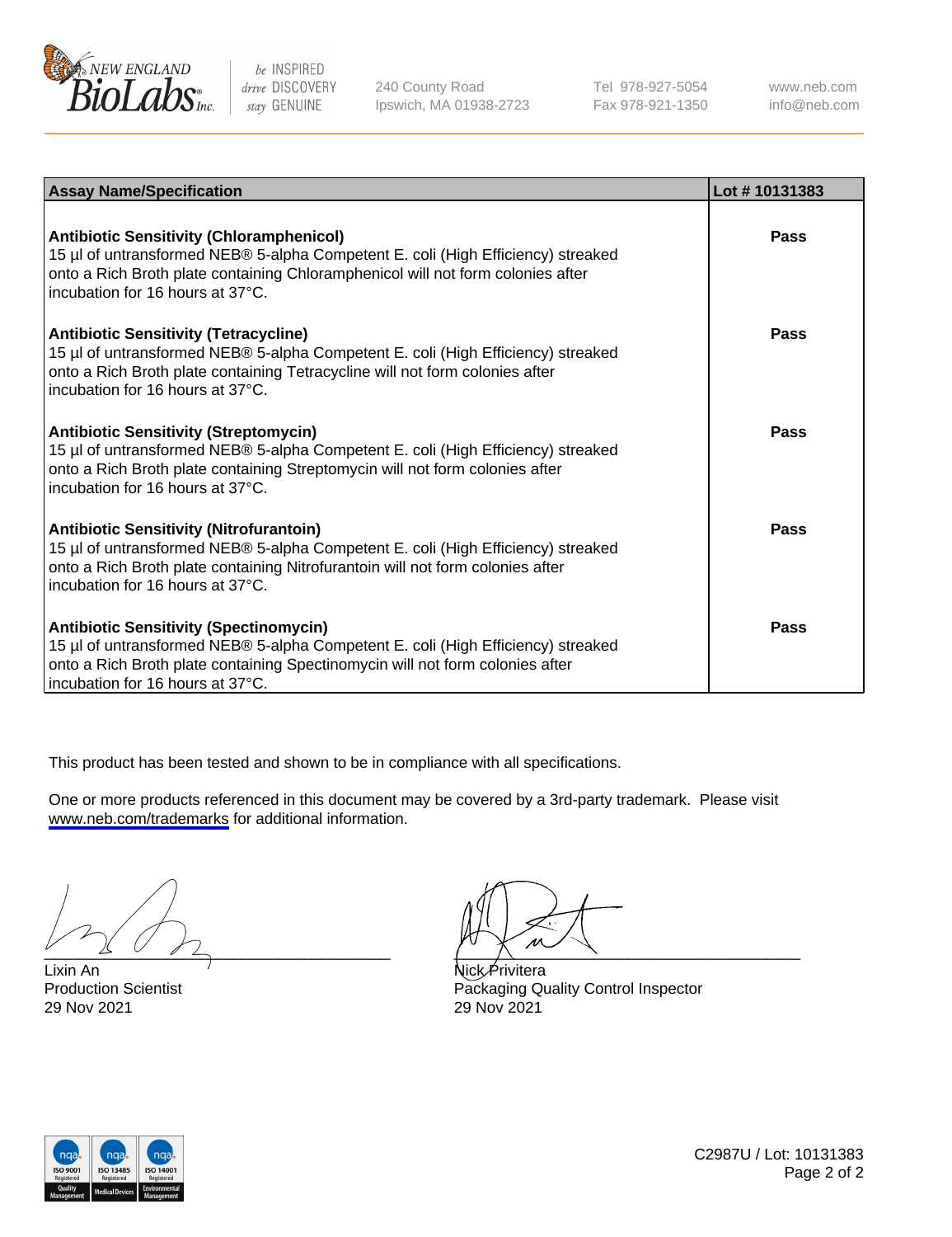| Assay Name/Specification | Lot # 10131383 |
|---|---|
| **Antibiotic Sensitivity (Chloramphenicol)**<br>15 µl of untransformed NEB® 5-alpha Competent E. coli (High Efficiency) streaked onto a Rich Broth plate containing Chloramphenicol will not form colonies after incubation for 16 hours at 37°C. | Pass |
| **Antibiotic Sensitivity (Tetracycline)**<br>15 µl of untransformed NEB® 5-alpha Competent E. coli (High Efficiency) streaked onto a Rich Broth plate containing Tetracycline will not form colonies after incubation for 16 hours at 37°C. | Pass |
| **Antibiotic Sensitivity (Streptomycin)**<br>15 µl of untransformed NEB® 5-alpha Competent E. coli (High Efficiency) streaked onto a Rich Broth plate containing Streptomycin will not form colonies after incubation for 16 hours at 37°C. | Pass |
| **Antibiotic Sensitivity (Nitrofurantoin)**<br>15 µl of untransformed NEB® 5-alpha Competent E. coli (High Efficiency) streaked onto a Rich Broth plate containing Nitrofurantoin will not form colonies after incubation for 16 hours at 37°C. | Pass |
| **Antibiotic Sensitivity (Spectinomycin)**<br>15 µl of untransformed NEB® 5-alpha Competent E. coli (High Efficiency) streaked onto a Rich Broth plate containing Spectinomycin will not form colonies after incubation for 16 hours at 37°C. | Pass |

This product has been tested and shown to be in compliance with all specifications.

One or more products referenced in this document may be covered by a 3rd-party trademark. Please visit www.neb.com/trademarks for additional information.

Lixin An
Production Scientist
29 Nov 2021

Nick Privitera
Packaging Quality Control Inspector
29 Nov 2021

C2987U / Lot: 10131383